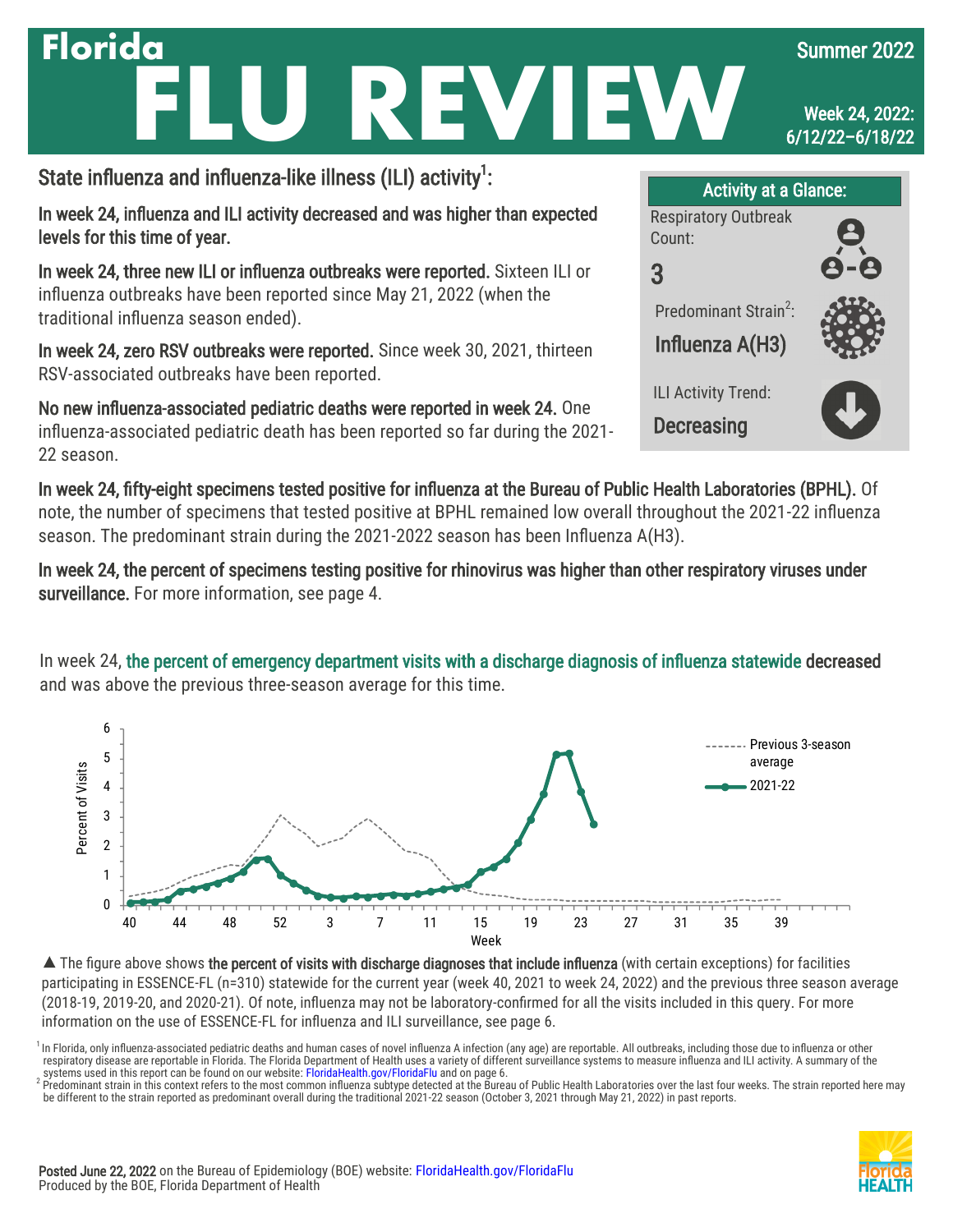# Florida FLU REVIEW

Summer 2022

Week 24, 2022: 6/12/22–6/18/22

## State influenza and influenza-like illness (ILI) activity[1]:

**In week 24, influenza and ILI activity decreased and was higher than expected levels for this time of year.**

**In week 24, three new ILI or influenza outbreaks were reported.** Sixteen ILI or influenza outbreaks have been reported since May 21, 2022 (when the traditional influenza season ended).

**In week 24, zero RSV outbreaks were reported.** Since week 30, 2021, thirteen RSV-associated outbreaks have been reported.

**No new influenza-associated pediatric deaths were reported in week 24.** One influenza-associated pediatric death has been reported so far during the 2021-22 season.

### Activity at a Glance:

Respiratory Outbreak Count: **3**

Predominant Strain[2]: **Influenza A(H3)**

ILI Activity Trend: **Decreasing**

**In week 24, fifty-eight specimens tested positive for influenza at the Bureau of Public Health Laboratories (BPHL).** Of note, the number of specimens that tested positive at BPHL remained low overall throughout the 2021-22 influenza season. The predominant strain during the 2021-2022 season has been Influenza A(H3).

**In week 24, the percent of specimens testing positive for rhinovirus was higher than other respiratory viruses under surveillance.** For more information, see page 4.

In week 24, the percent of emergency department visits with a discharge diagnosis of influenza statewide **decreased** and was above the previous three-season average for this time.

▲ The figure above shows **the percent of visits with discharge diagnoses that include influenza** (with certain exceptions) for facilities participating in ESSENCE-FL (n=310) statewide for the current year (week 40, 2021 to week 24, 2022) and the previous three season average (2018-19, 2019-20, and 2020-21). Of note, influenza may not be laboratory-confirmed for all the visits included in this query. For more information on the use of ESSENCE-FL for influenza and ILI surveillance, see page 6.

[1] In Florida, only influenza-associated pediatric deaths and human cases of novel influenza A infection (any age) are reportable. All outbreaks, including those due to influenza or other respiratory disease are reportable in Florida. The Florida Department of Health uses a variety of different surveillance systems to measure influenza and ILI activity. A summary of the systems used in this report can be found on our website: FloridaHealth.gov/FloridaFlu and on page 6.

[2] Predominant strain in this context refers to the most common influenza subtype detected at the Bureau of Public Health Laboratories over the last four weeks. The strain reported here may be different to the strain reported as predominant overall during the traditional 2021-22 season (October 3, 2021 through May 21, 2022) in past reports.

**Posted June 22, 2022** on the Bureau of Epidemiology (BOE) website: FloridaHealth.gov/FloridaFlu
Produced by the BOE, Florida Department of Health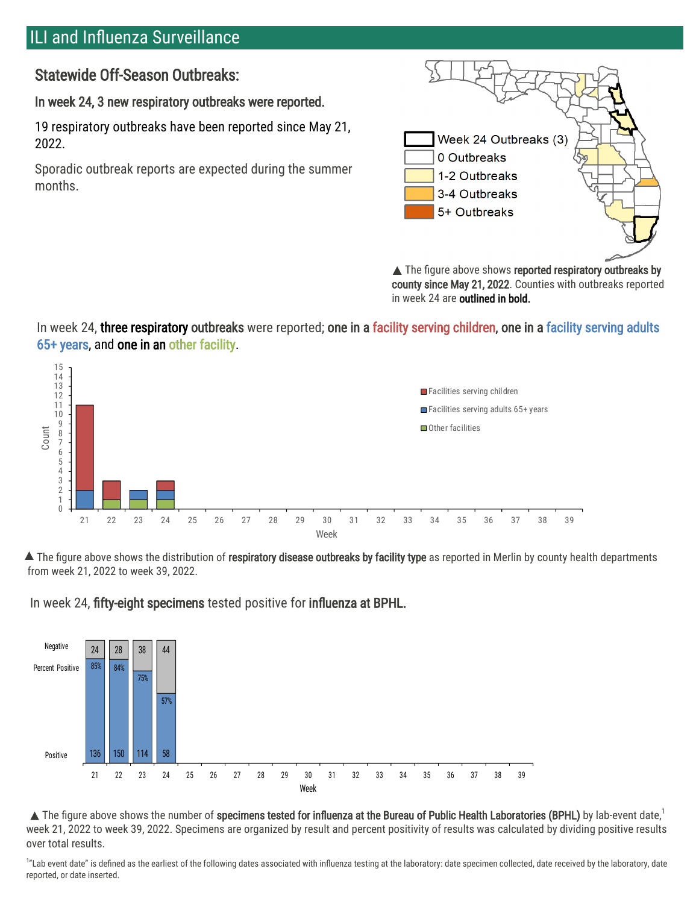## ILI and Influenza Surveillance

### Statewide Off-Season Outbreaks:

**In week 24, 3 new respiratory outbreaks were reported.**

19 respiratory outbreaks have been reported since May 21, 2022.

Sporadic outbreak reports are expected during the summer months.

▲ The figure above shows **reported respiratory outbreaks by county since May 21, 2022**. Counties with outbreaks reported in week 24 are **outlined in bold.**

In week 24, **three respiratory outbreaks** were reported; **one in a** facility serving children, **one in a** facility serving adults 65+ years, and **one in an** other facility.

▲ The figure above shows the distribution of **respiratory disease outbreaks by facility type** as reported in Merlin by county health departments from week 21, 2022 to week 39, 2022.

In week 24, **fifty-eight specimens** tested positive for **influenza at BPHL.**

▲ The figure above shows the number of **specimens tested for influenza at the Bureau of Public Health Laboratories (BPHL)** by lab-event date,[1] week 21, 2022 to week 39, 2022. Specimens are organized by result and percent positivity of results was calculated by dividing positive results over total results.

[1]"Lab event date" is defined as the earliest of the following dates associated with influenza testing at the laboratory: date specimen collected, date received by the laboratory, date reported, or date inserted.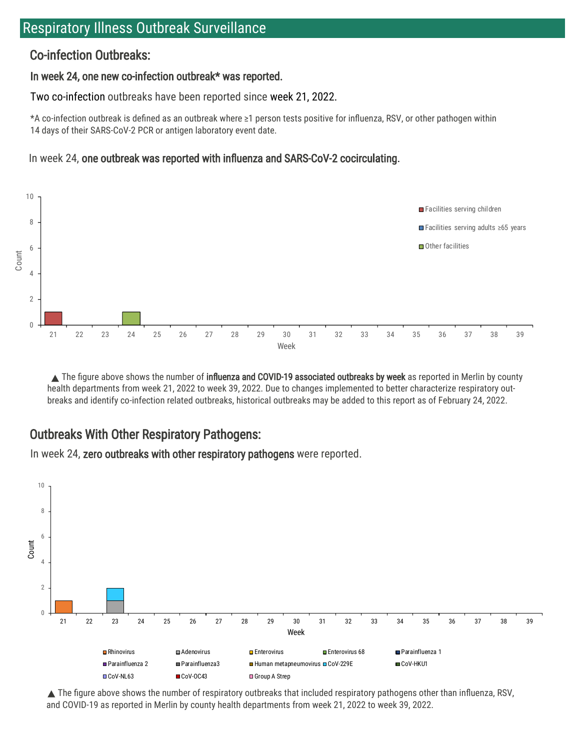## Respiratory Illness Outbreak Surveillance

### Co-infection Outbreaks:

**In week 24, one new co-infection outbreak* was reported.**

**Two co-infection** outbreaks have been reported since **week 21, 2022.**

*A co-infection outbreak is defined as an outbreak where ≥1 person tests positive for influenza, RSV, or other pathogen within 14 days of their SARS-CoV-2 PCR or antigen laboratory event date.

In week 24, **one outbreak was reported with influenza and SARS-CoV-2 cocirculating.**

▲ The figure above shows the number of **influenza and COVID-19 associated outbreaks by week** as reported in Merlin by county health departments from week 21, 2022 to week 39, 2022. Due to changes implemented to better characterize respiratory outbreaks and identify co-infection related outbreaks, historical outbreaks may be added to this report as of February 24, 2022.

### Outbreaks With Other Respiratory Pathogens:

In week 24, **zero outbreaks with other respiratory pathogens** were reported.

▲ The figure above shows the number of respiratory outbreaks that included respiratory pathogens other than influenza, RSV, and COVID-19 as reported in Merlin by county health departments from week 21, 2022 to week 39, 2022.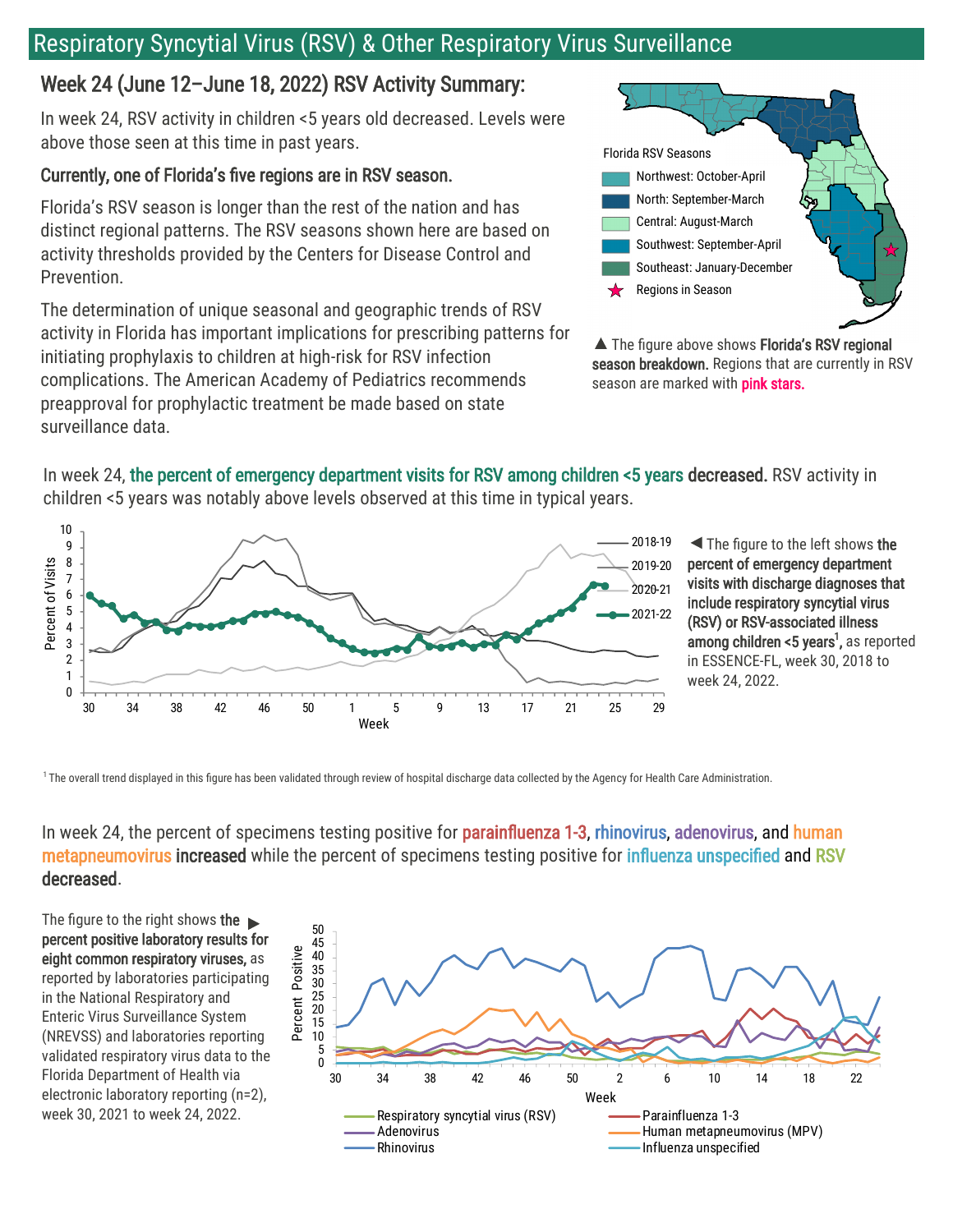## Respiratory Syncytial Virus (RSV) & Other Respiratory Virus Surveillance

### Week 24 (June 12–June 18, 2022) RSV Activity Summary:

In week 24, RSV activity in children <5 years old decreased. Levels were above those seen at this time in past years.

**Currently, one of Florida's five regions are in RSV season.**

Florida's RSV season is longer than the rest of the nation and has distinct regional patterns. The RSV seasons shown here are based on activity thresholds provided by the Centers for Disease Control and Prevention.

The determination of unique seasonal and geographic trends of RSV activity in Florida has important implications for prescribing patterns for initiating prophylaxis to children at high-risk for RSV infection complications. The American Academy of Pediatrics recommends preapproval for prophylactic treatment be made based on state surveillance data.

Florida RSV Seasons

- Northwest: October-April
- North: September-March
- Central: August-March
- Southwest: September-April
- Southeast: January-December
- ★ Regions in Season

▲ The figure above shows **Florida's RSV regional season breakdown.** Regions that are currently in RSV season are marked with **pink stars.**

In week 24, **the percent of emergency department visits for RSV among children <5 years decreased.** RSV activity in children <5 years was notably above levels observed at this time in typical years.

◀ The figure to the left shows **the percent of emergency department visits with discharge diagnoses that include respiratory syncytial virus (RSV) or RSV-associated illness among children <5 years**[1], as reported in ESSENCE-FL, week 30, 2018 to week 24, 2022.

[1] The overall trend displayed in this figure has been validated through review of hospital discharge data collected by the Agency for Health Care Administration.

In week 24, the percent of specimens testing positive for parainfluenza 1-3, rhinovirus, adenovirus, and human metapneumovirus **increased** while the percent of specimens testing positive for influenza unspecified and RSV **decreased**.

The figure to the right shows **the percent positive laboratory results for eight common respiratory viruses,** as reported by laboratories participating in the National Respiratory and Enteric Virus Surveillance System (NREVSS) and laboratories reporting validated respiratory virus data to the Florida Department of Health via electronic laboratory reporting (n=2), week 30, 2021 to week 24, 2022.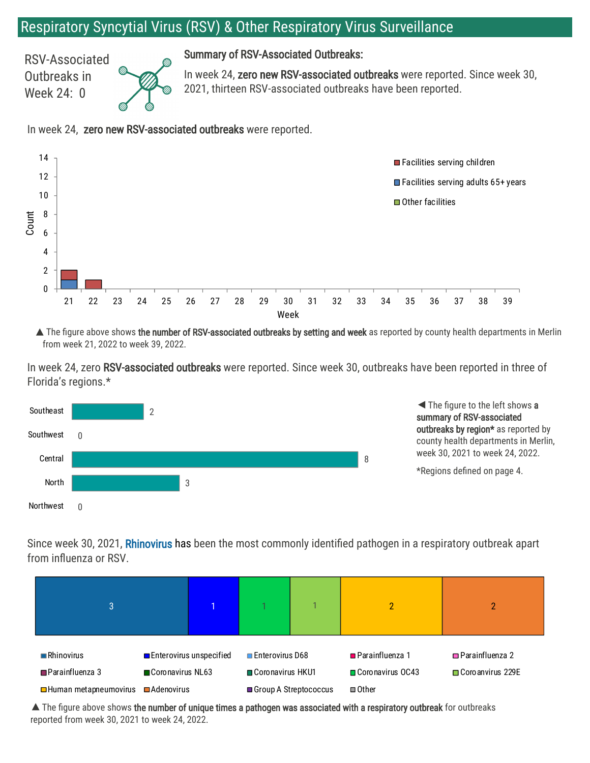## Respiratory Syncytial Virus (RSV) & Other Respiratory Virus Surveillance

RSV-Associated Outbreaks in Week 24: 0

### Summary of RSV-Associated Outbreaks:

In week 24, **zero new RSV-associated outbreaks** were reported. Since week 30, 2021, thirteen RSV-associated outbreaks have been reported.

In week 24, **zero new RSV-associated outbreaks** were reported.

▲ The figure above shows **the number of RSV-associated outbreaks by setting and week** as reported by county health departments in Merlin from week 21, 2022 to week 39, 2022.

In week 24, zero **RSV-associated outbreaks** were reported. Since week 30, outbreaks have been reported in three of Florida's regions.*

| Region | Count |
|---|---|
| Southeast | 2 |
| Southwest | 0 |
| Central | 8 |
| North | 3 |
| Northwest | 0 |

◀ The figure to the left shows **a summary of RSV-associated outbreaks by region*** as reported by county health departments in Merlin, week 30, 2021 to week 24, 2022.

*Regions defined on page 4.

Since week 30, 2021, **Rhinovirus** has been the most commonly identified pathogen in a respiratory outbreak apart from influenza or RSV.

| Pathogen | Count |
|---|---|
| Rhinovirus | 3 |
| Enterovirus unspecified | 1 |
| Coronavirus OC43 | 1 |
| Coroanvirus 229E | 1 |
| Human metapneumovirus | 2 |
| Adenovirus | 2 |

▲ The figure above shows **the number of unique times a pathogen was associated with a respiratory outbreak** for outbreaks reported from week 30, 2021 to week 24, 2022.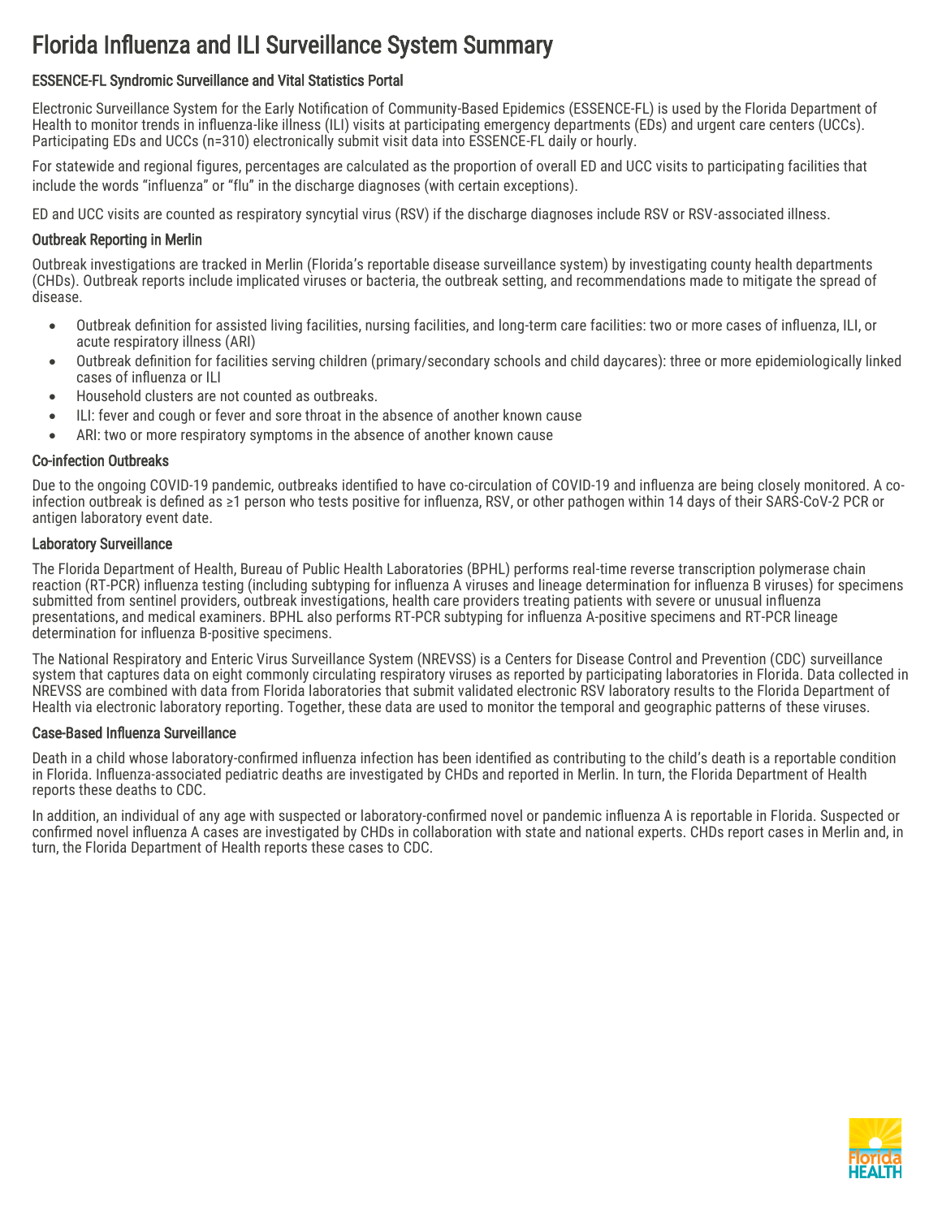# Florida Influenza and ILI Surveillance System Summary

### ESSENCE-FL Syndromic Surveillance and Vital Statistics Portal

Electronic Surveillance System for the Early Notification of Community-Based Epidemics (ESSENCE-FL) is used by the Florida Department of Health to monitor trends in influenza-like illness (ILI) visits at participating emergency departments (EDs) and urgent care centers (UCCs). Participating EDs and UCCs (n=310) electronically submit visit data into ESSENCE-FL daily or hourly.

For statewide and regional figures, percentages are calculated as the proportion of overall ED and UCC visits to participating facilities that include the words "influenza" or "flu" in the discharge diagnoses (with certain exceptions).

ED and UCC visits are counted as respiratory syncytial virus (RSV) if the discharge diagnoses include RSV or RSV-associated illness.

### Outbreak Reporting in Merlin

Outbreak investigations are tracked in Merlin (Florida's reportable disease surveillance system) by investigating county health departments (CHDs). Outbreak reports include implicated viruses or bacteria, the outbreak setting, and recommendations made to mitigate the spread of disease.

- Outbreak definition for assisted living facilities, nursing facilities, and long-term care facilities: two or more cases of influenza, ILI, or acute respiratory illness (ARI)
- Outbreak definition for facilities serving children (primary/secondary schools and child daycares): three or more epidemiologically linked cases of influenza or ILI
- Household clusters are not counted as outbreaks.
- ILI: fever and cough or fever and sore throat in the absence of another known cause
- ARI: two or more respiratory symptoms in the absence of another known cause

### Co-infection Outbreaks

Due to the ongoing COVID-19 pandemic, outbreaks identified to have co-circulation of COVID-19 and influenza are being closely monitored. A co-infection outbreak is defined as ≥1 person who tests positive for influenza, RSV, or other pathogen within 14 days of their SARS-CoV-2 PCR or antigen laboratory event date.

### Laboratory Surveillance

The Florida Department of Health, Bureau of Public Health Laboratories (BPHL) performs real-time reverse transcription polymerase chain reaction (RT-PCR) influenza testing (including subtyping for influenza A viruses and lineage determination for influenza B viruses) for specimens submitted from sentinel providers, outbreak investigations, health care providers treating patients with severe or unusual influenza presentations, and medical examiners. BPHL also performs RT-PCR subtyping for influenza A-positive specimens and RT-PCR lineage determination for influenza B-positive specimens.

The National Respiratory and Enteric Virus Surveillance System (NREVSS) is a Centers for Disease Control and Prevention (CDC) surveillance system that captures data on eight commonly circulating respiratory viruses as reported by participating laboratories in Florida. Data collected in NREVSS are combined with data from Florida laboratories that submit validated electronic RSV laboratory results to the Florida Department of Health via electronic laboratory reporting. Together, these data are used to monitor the temporal and geographic patterns of these viruses.

### Case-Based Influenza Surveillance

Death in a child whose laboratory-confirmed influenza infection has been identified as contributing to the child's death is a reportable condition in Florida. Influenza-associated pediatric deaths are investigated by CHDs and reported in Merlin. In turn, the Florida Department of Health reports these deaths to CDC.

In addition, an individual of any age with suspected or laboratory-confirmed novel or pandemic influenza A is reportable in Florida. Suspected or confirmed novel influenza A cases are investigated by CHDs in collaboration with state and national experts. CHDs report cases in Merlin and, in turn, the Florida Department of Health reports these cases to CDC.